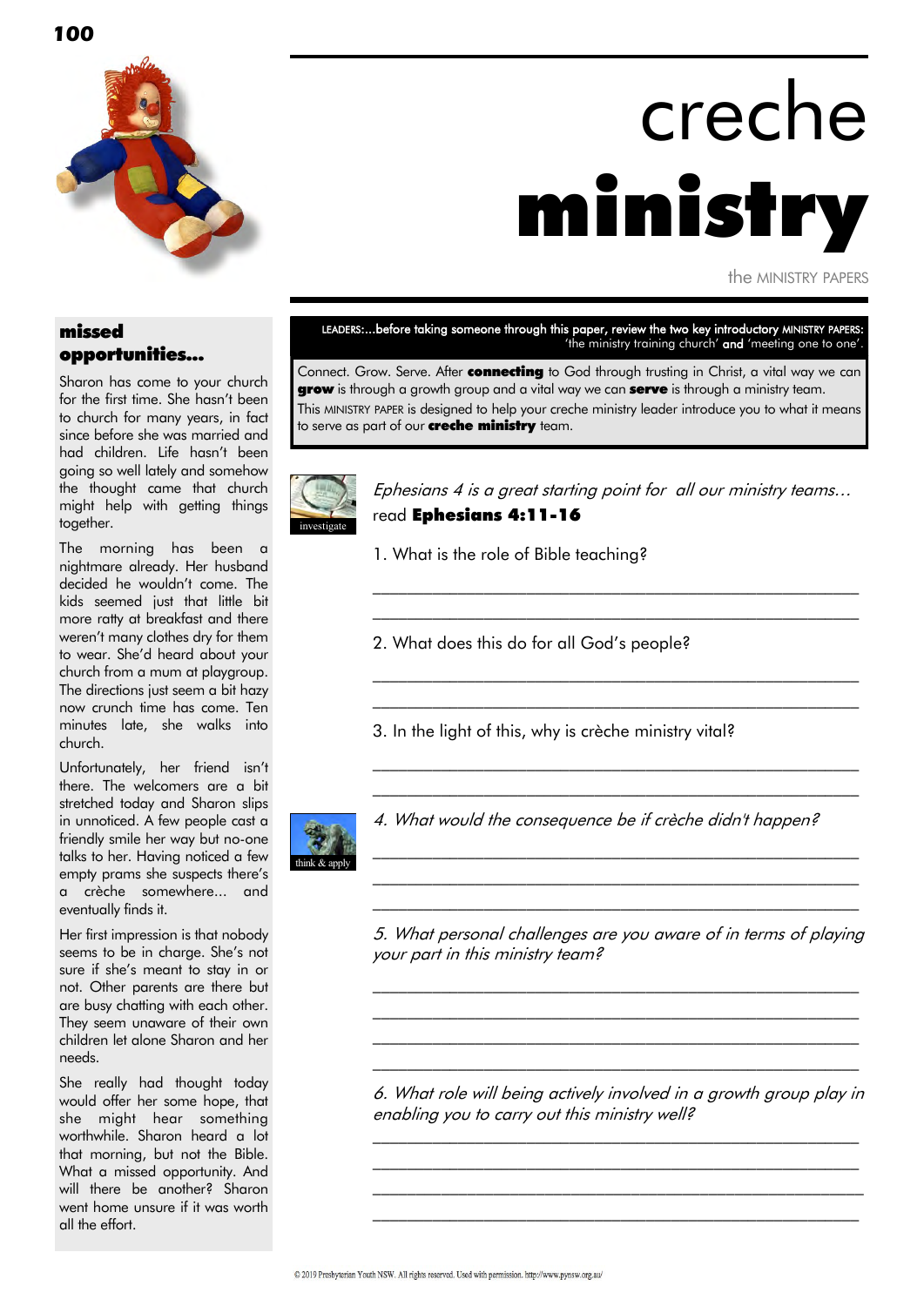# creche **ministry**

the MINISTRY PAPERS

## missed opportunities...

Sharon has come to your church for the first time. She hasn't been to church for many years, in fact since before she was married and had children. Life hasn't been going so well lately and somehow the thought came that church might help with getting things together.

The morning has been a nightmare already. Her husband decided he wouldn't come. The kids seemed just that little bit more ratty at breakfast and there weren't many clothes dry for them to wear. She'd heard about your church from a mum at playgroup. The directions just seem a bit hazy now crunch time has come. Ten minutes late, she walks into church.

Unfortunately, her friend isn't there. The welcomers are a bit stretched today and Sharon slips in unnoticed. A few people cast a friendly smile her way but no-one talks to her. Having noticed a few empty prams she suspects there's a crèche somewhere... and eventually finds it.

Her first impression is that nobody seems to be in charge. She's not sure if she's meant to stay in or not. Other parents are there but are busy chatting with each other. They seem unaware of their own children let alone Sharon and her needs.

She really had thought today would offer her some hope, that she might hear something worthwhile. Sharon heard a lot that morning, but not the Bible. What a missed opportunity. And will there be another? Sharon went home unsure if it was worth all the effort.

---

LEADERS:...before taking someone through this paper, review the two key introductory MINISTRY PAPERS: 'the ministry training church' **and** 'meeting one to one'.

Connect. Grow. Serve. After **connecting** to God through trusting in Christ, a vital way we can **grow** is through a growth group and a vital way we can **serve** is through a ministry team.

This MINISTRY PAPER is designed to help your creche ministry leader introduce you to what it means to serve as part of our **creche ministry** team.

investigate

*Ephesians 4 is a great starting point for all our ministry teams…*
read **Ephesians 4:11-16**

1. What is the role of Bible teaching?

_______________________________________________

_______________________________________________

2. What does this do for all God's people?

_______________________________________________

_______________________________________________

3. In the light of this, why is crèche ministry vital?

_______________________________________________

_______________________________________________

think & apply

*4. What would the consequence be if crèche didn't happen?*

_______________________________________________

_______________________________________________

_______________________________________________

*5. What personal challenges are you aware of in terms of playing your part in this ministry team?*

_______________________________________________

_______________________________________________

_______________________________________________

_______________________________________________

*6. What role will being actively involved in a growth group play in enabling you to carry out this ministry well?*

_______________________________________________

_______________________________________________

_______________________________________________

_______________________________________________

© 2019 Presbyterian Youth NSW. All rights reserved. Used with permission. http://www.pynsw.org.au/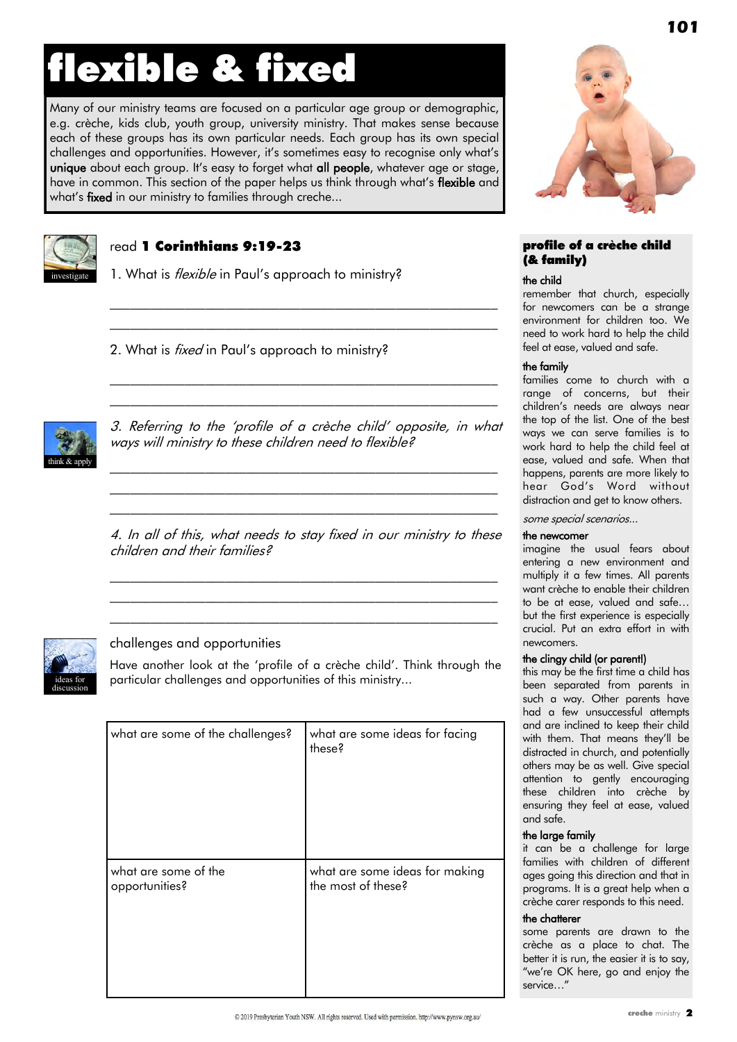# flexible & fixed

Many of our ministry teams are focused on a particular age group or demographic, e.g. crèche, kids club, youth group, university ministry. That makes sense because each of these groups has its own particular needs. Each group has its own special challenges and opportunities. However, it's sometimes easy to recognise only what's **unique** about each group. It's easy to forget what **all people**, whatever age or stage, have in common. This section of the paper helps us think through what's **flexible** and what's **fixed** in our ministry to families through creche...

investigate

read **1 Corinthians 9:19-23**

1. What is *flexible* in Paul's approach to ministry?

_______________________________________________

_______________________________________________

2. What is *fixed* in Paul's approach to ministry?

_______________________________________________

_______________________________________________

think & apply

*3. Referring to the 'profile of a crèche child' opposite, in what ways will ministry to these children need to flexible?*

_______________________________________________

_______________________________________________

_______________________________________________

*4. In all of this, what needs to stay fixed in our ministry to these children and their families?*

_______________________________________________

_______________________________________________

_______________________________________________

ideas for discussion

challenges and opportunities

Have another look at the 'profile of a crèche child'. Think through the particular challenges and opportunities of this ministry...

| what are some of the challenges? | what are some ideas for facing these? |
|---|---|
| | |
| **what are some of the opportunities?** | **what are some ideas for making the most of these?** |
| | |

## profile of a crèche child (& family)

**the child**

remember that church, especially for newcomers can be a strange environment for children too. We need to work hard to help the child feel at ease, valued and safe.

**the family**

families come to church with a range of concerns, but their children's needs are always near the top of the list. One of the best ways we can serve families is to work hard to help the child feel at ease, valued and safe. When that happens, parents are more likely to hear God's Word without distraction and get to know others.

*some special scenarios...*

**the newcomer**

imagine the usual fears about entering a new environment and multiply it a few times. All parents want crèche to enable their children to be at ease, valued and safe... but the first experience is especially crucial. Put an extra effort in with newcomers.

**the clingy child (or parent!)**

this may be the first time a child has been separated from parents in such a way. Other parents have had a few unsuccessful attempts and are inclined to keep their child with them. That means they'll be distracted in church, and potentially others may be as well. Give special attention to gently encouraging these children into crèche by ensuring they feel at ease, valued and safe.

**the large family**

it can be a challenge for large families with children of different ages going this direction and that in programs. It is a great help when a crèche carer responds to this need.

**the chatterer**

some parents are drawn to the crèche as a place to chat. The better it is run, the easier it is to say, "we're OK here, go and enjoy the service..."

© 2019 Presbyterian Youth NSW. All rights reserved. Used with permission. http://www.pynsw.org.au/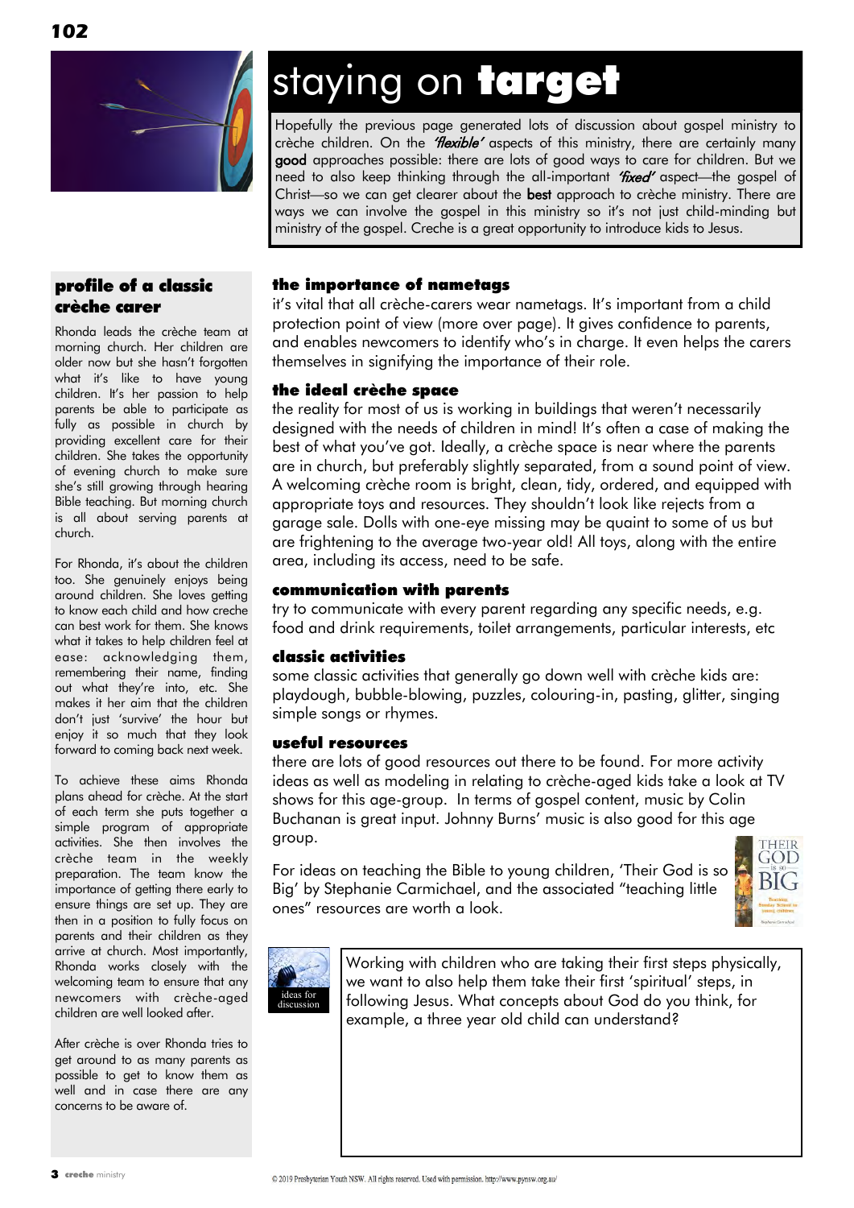# staying on **target**

Hopefully the previous page generated lots of discussion about gospel ministry to crèche children. On the *'flexible'* aspects of this ministry, there are certainly many **good** approaches possible: there are lots of good ways to care for children. But we need to also keep thinking through the all-important *'fixed'* aspect—the gospel of Christ—so we can get clearer about the **best** approach to crèche ministry. There are ways we can involve the gospel in this ministry so it's not just child-minding but ministry of the gospel. Creche is a great opportunity to introduce kids to Jesus.

## the importance of nametags

it's vital that all crèche-carers wear nametags. It's important from a child protection point of view (more over page). It gives confidence to parents, and enables newcomers to identify who's in charge. It even helps the carers themselves in signifying the importance of their role.

## the ideal crèche space

the reality for most of us is working in buildings that weren't necessarily designed with the needs of children in mind! It's often a case of making the best of what you've got. Ideally, a crèche space is near where the parents are in church, but preferably slightly separated, from a sound point of view. A welcoming crèche room is bright, clean, tidy, ordered, and equipped with appropriate toys and resources. They shouldn't look like rejects from a garage sale. Dolls with one-eye missing may be quaint to some of us but are frightening to the average two-year old! All toys, along with the entire area, including its access, need to be safe.

## communication with parents

try to communicate with every parent regarding any specific needs, e.g. food and drink requirements, toilet arrangements, particular interests, etc

## classic activities

some classic activities that generally go down well with crèche kids are: playdough, bubble-blowing, puzzles, colouring-in, pasting, glitter, singing simple songs or rhymes.

## useful resources

there are lots of good resources out there to be found. For more activity ideas as well as modeling in relating to crèche-aged kids take a look at TV shows for this age-group. In terms of gospel content, music by Colin Buchanan is great input. Johnny Burns' music is also good for this age group.

For ideas on teaching the Bible to young children, 'Their God is so Big' by Stephanie Carmichael, and the associated "teaching little ones" resources are worth a look.

## profile of a classic crèche carer

Rhonda leads the crèche team at morning church. Her children are older now but she hasn't forgotten what it's like to have young children. It's her passion to help parents be able to participate as fully as possible in church by providing excellent care for their children. She takes the opportunity of evening church to make sure she's still growing through hearing Bible teaching. But morning church is all about serving parents at church.

For Rhonda, it's about the children too. She genuinely enjoys being around children. She loves getting to know each child and how creche can best work for them. She knows what it takes to help children feel at ease: acknowledging them, remembering their name, finding out what they're into, etc. She makes it her aim that the children don't just 'survive' the hour but enjoy it so much that they look forward to coming back next week.

To achieve these aims Rhonda plans ahead for crèche. At the start of each term she puts together a simple program of appropriate activities. She then involves the crèche team in the weekly preparation. The team know the importance of getting there early to ensure things are set up. They are then in a position to fully focus on parents and their children as they arrive at church. Most importantly, Rhonda works closely with the welcoming team to ensure that any newcomers with crèche-aged children are well looked after.

After crèche is over Rhonda tries to get around to as many parents as possible to get to know them as well and in case there are any concerns to be aware of.

**ideas for discussion**

Working with children who are taking their first steps physically, we want to also help them take their first 'spiritual' steps, in following Jesus. What concepts about God do you think, for example, a three year old child can understand?

© 2019 Presbyterian Youth NSW. All rights reserved. Used with permission. http://www.pynsw.org.au/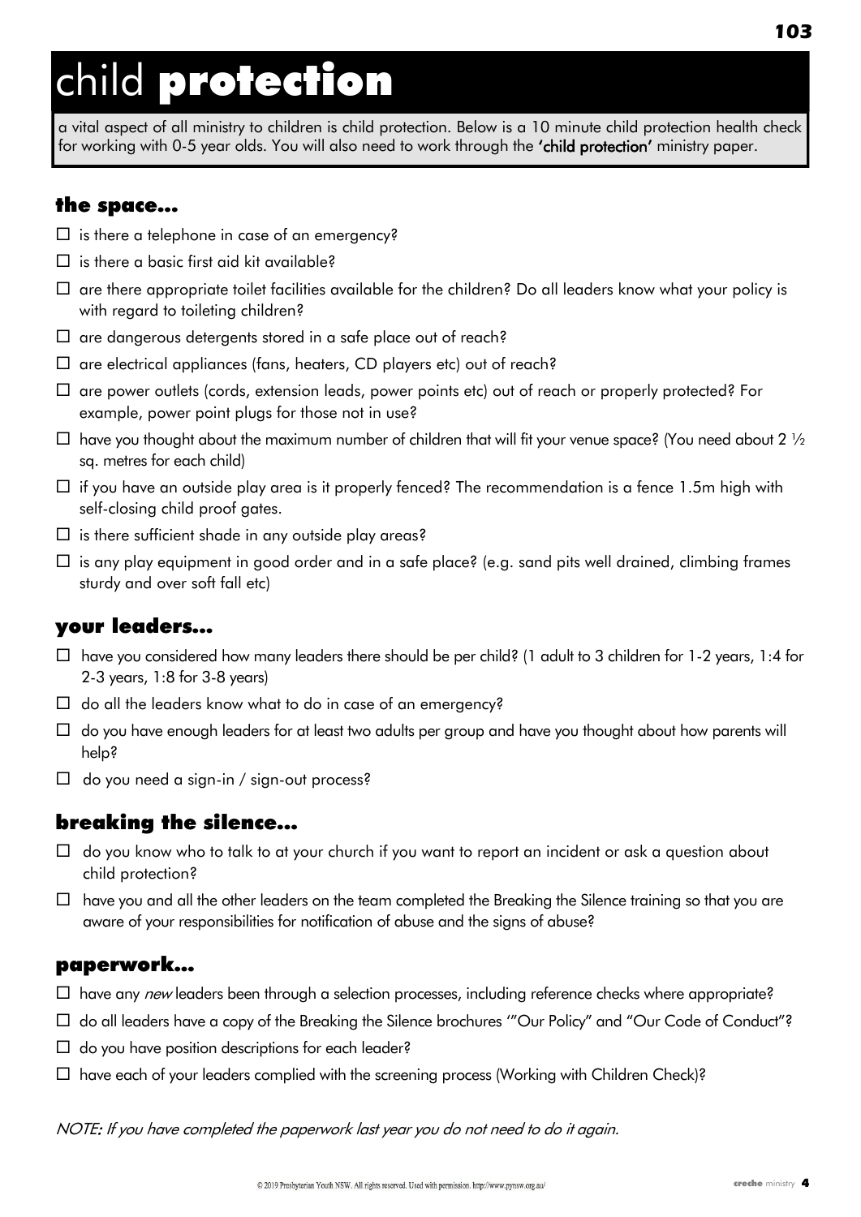# child **protection**

a vital aspect of all ministry to children is child protection. Below is a 10 minute child protection health check for working with 0-5 year olds. You will also need to work through the **'child protection'** ministry paper.

## the space...

- ☐ is there a telephone in case of an emergency?
- ☐ is there a basic first aid kit available?
- ☐ are there appropriate toilet facilities available for the children? Do all leaders know what your policy is with regard to toileting children?
- ☐ are dangerous detergents stored in a safe place out of reach?
- ☐ are electrical appliances (fans, heaters, CD players etc) out of reach?
- ☐ are power outlets (cords, extension leads, power points etc) out of reach or properly protected? For example, power point plugs for those not in use?
- ☐ have you thought about the maximum number of children that will fit your venue space? (You need about 2 ½ sq. metres for each child)
- ☐ if you have an outside play area is it properly fenced? The recommendation is a fence 1.5m high with self-closing child proof gates.
- ☐ is there sufficient shade in any outside play areas?
- ☐ is any play equipment in good order and in a safe place? (e.g. sand pits well drained, climbing frames sturdy and over soft fall etc)

## your leaders...

- ☐ have you considered how many leaders there should be per child? (1 adult to 3 children for 1-2 years, 1:4 for 2-3 years, 1:8 for 3-8 years)
- ☐ do all the leaders know what to do in case of an emergency?
- ☐ do you have enough leaders for at least two adults per group and have you thought about how parents will help?
- ☐ do you need a sign-in / sign-out process?

## breaking the silence...

- ☐ do you know who to talk to at your church if you want to report an incident or ask a question about child protection?
- ☐ have you and all the other leaders on the team completed the Breaking the Silence training so that you are aware of your responsibilities for notification of abuse and the signs of abuse?

## paperwork...

- ☐ have any *new* leaders been through a selection processes, including reference checks where appropriate?
- ☐ do all leaders have a copy of the Breaking the Silence brochures '"Our Policy" and "Our Code of Conduct"?
- ☐ do you have position descriptions for each leader?
- ☐ have each of your leaders complied with the screening process (Working with Children Check)?

*NOTE: If you have completed the paperwork last year you do not need to do it again.*

© 2019 Presbyterian Youth NSW. All rights reserved. Used with permission. http://www.pynsw.org.au/